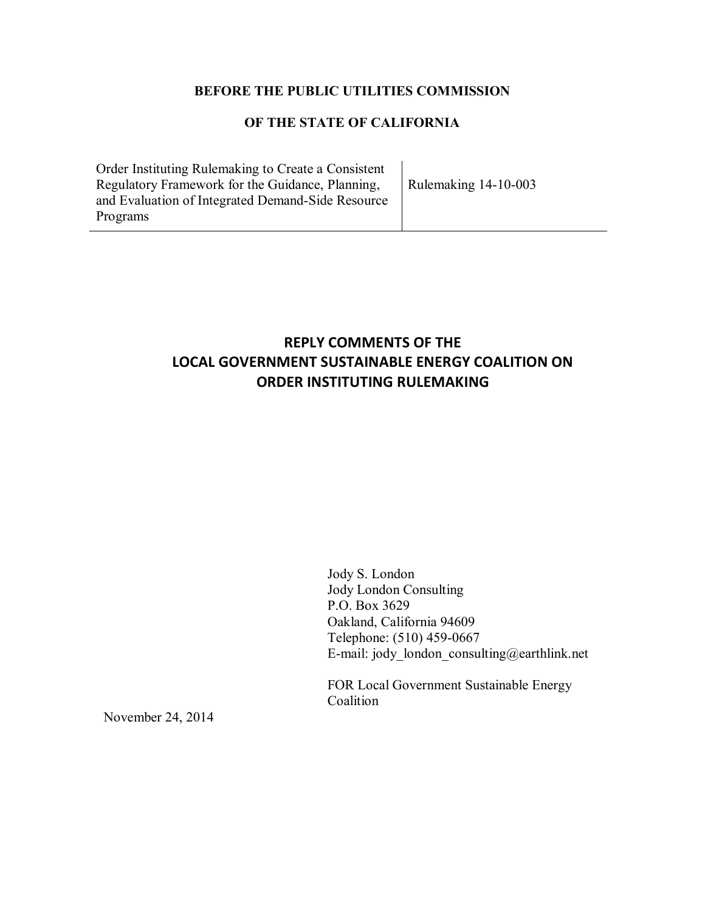**BEFORE THE PUBLIC UTILITIES COMMISSION**

**OF THE STATE OF CALIFORNIA**

| Order Instituting Rulemaking to Create a Consistent Regulatory Framework for the Guidance, Planning, and Evaluation of Integrated Demand-Side Resource Programs | Rulemaking 14-10-003 |
| --- | --- |

# REPLY COMMENTS OF THE LOCAL GOVERNMENT SUSTAINABLE ENERGY COALITION ON ORDER INSTITUTING RULEMAKING

Jody S. London
Jody London Consulting
P.O. Box 3629
Oakland, California 94609
Telephone: (510) 459-0667
E-mail: jody_london_consulting@earthlink.net

FOR Local Government Sustainable Energy Coalition

November 24, 2014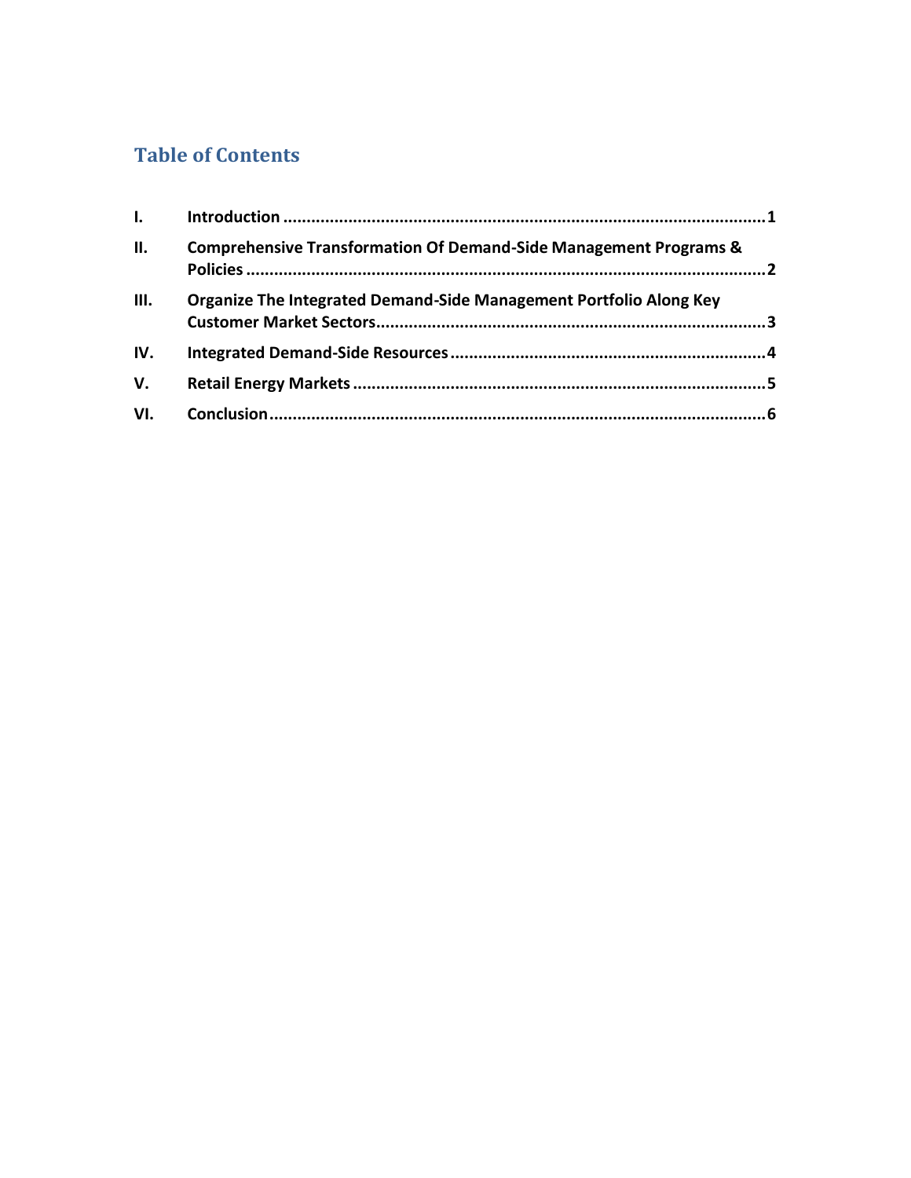## Table of Contents

| | | |
|---|---|---|
| I. | Introduction | 1 |
| II. | Comprehensive Transformation Of Demand-Side Management Programs & Policies | 2 |
| III. | Organize The Integrated Demand-Side Management Portfolio Along Key Customer Market Sectors | 3 |
| IV. | Integrated Demand-Side Resources | 4 |
| V. | Retail Energy Markets | 5 |
| VI. | Conclusion | 6 |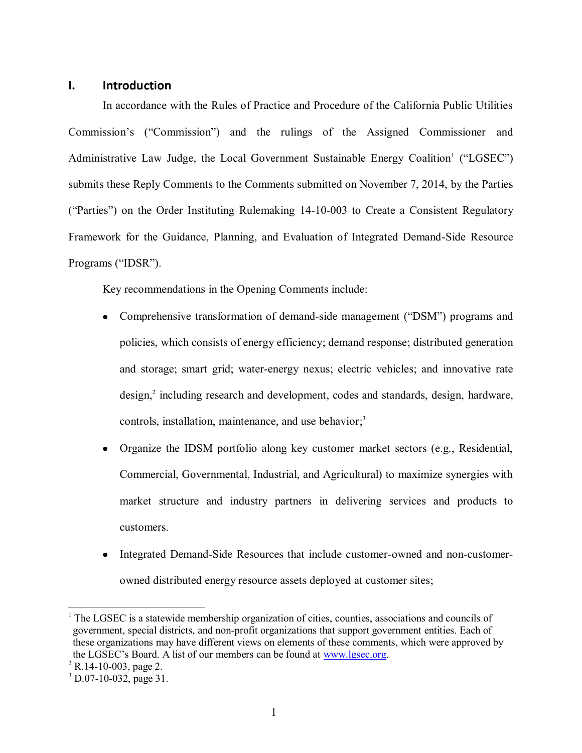## I. Introduction

In accordance with the Rules of Practice and Procedure of the California Public Utilities Commission's ("Commission") and the rulings of the Assigned Commissioner and Administrative Law Judge, the Local Government Sustainable Energy Coalition[1] ("LGSEC") submits these Reply Comments to the Comments submitted on November 7, 2014, by the Parties ("Parties") on the Order Instituting Rulemaking 14-10-003 to Create a Consistent Regulatory Framework for the Guidance, Planning, and Evaluation of Integrated Demand-Side Resource Programs ("IDSR").

Key recommendations in the Opening Comments include:

- Comprehensive transformation of demand-side management ("DSM") programs and policies, which consists of energy efficiency; demand response; distributed generation and storage; smart grid; water-energy nexus; electric vehicles; and innovative rate design,[2] including research and development, codes and standards, design, hardware, controls, installation, maintenance, and use behavior;[3]
- Organize the IDSM portfolio along key customer market sectors (e.g., Residential, Commercial, Governmental, Industrial, and Agricultural) to maximize synergies with market structure and industry partners in delivering services and products to customers.
- Integrated Demand-Side Resources that include customer-owned and non-customer-owned distributed energy resource assets deployed at customer sites;

---

[1] The LGSEC is a statewide membership organization of cities, counties, associations and councils of government, special districts, and non-profit organizations that support government entities. Each of these organizations may have different views on elements of these comments, which were approved by the LGSEC's Board. A list of our members can be found at www.lgsec.org.

[2] R.14-10-003, page 2.

[3] D.07-10-032, page 31.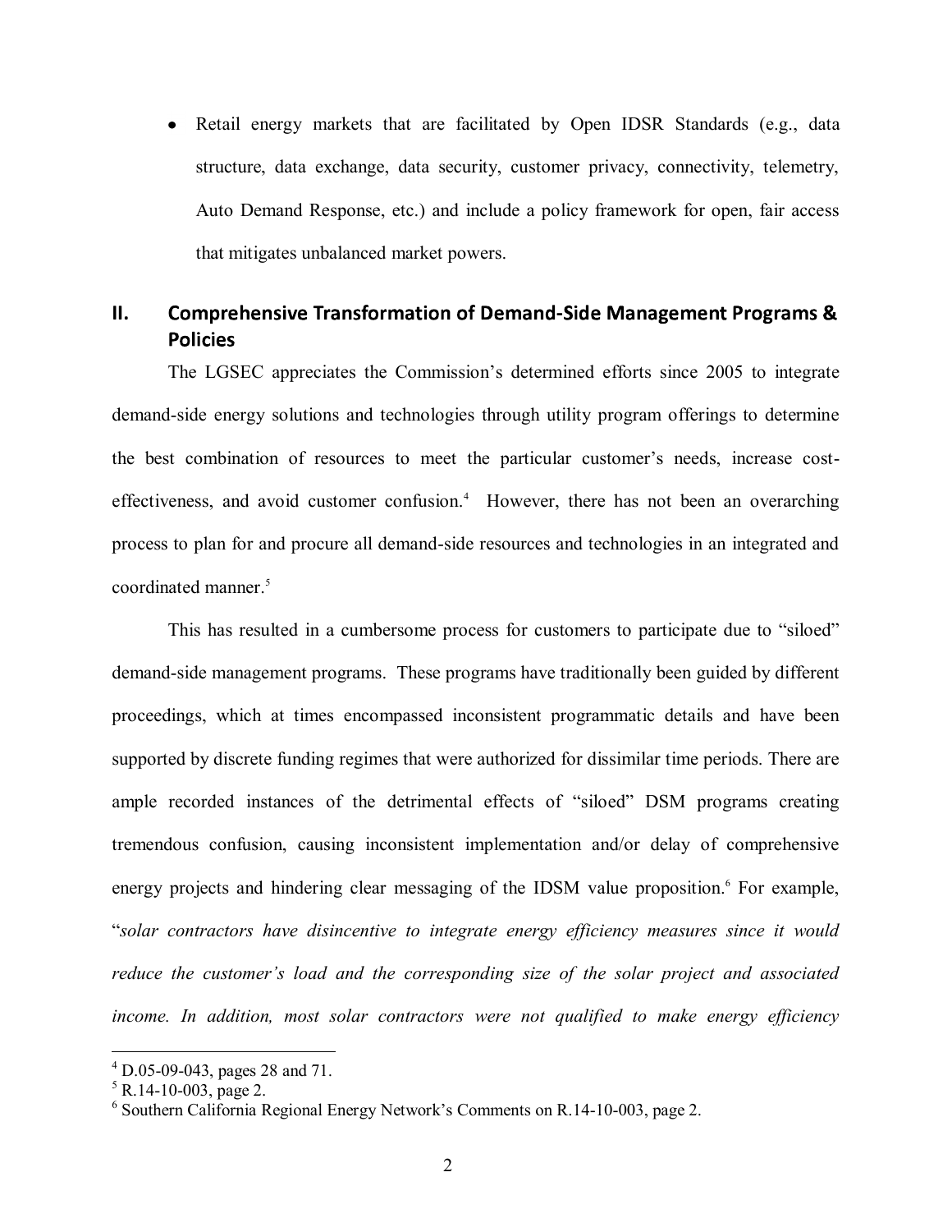- Retail energy markets that are facilitated by Open IDSR Standards (e.g., data structure, data exchange, data security, customer privacy, connectivity, telemetry, Auto Demand Response, etc.) and include a policy framework for open, fair access that mitigates unbalanced market powers.

## II. Comprehensive Transformation of Demand-Side Management Programs & Policies

The LGSEC appreciates the Commission's determined efforts since 2005 to integrate demand-side energy solutions and technologies through utility program offerings to determine the best combination of resources to meet the particular customer's needs, increase cost-effectiveness, and avoid customer confusion.[4] However, there has not been an overarching process to plan for and procure all demand-side resources and technologies in an integrated and coordinated manner.[5]

This has resulted in a cumbersome process for customers to participate due to "siloed" demand-side management programs. These programs have traditionally been guided by different proceedings, which at times encompassed inconsistent programmatic details and have been supported by discrete funding regimes that were authorized for dissimilar time periods. There are ample recorded instances of the detrimental effects of "siloed" DSM programs creating tremendous confusion, causing inconsistent implementation and/or delay of comprehensive energy projects and hindering clear messaging of the IDSM value proposition.[6] For example, "*solar contractors have disincentive to integrate energy efficiency measures since it would reduce the customer's load and the corresponding size of the solar project and associated income. In addition, most solar contractors were not qualified to make energy efficiency*

---

[4] D.05-09-043, pages 28 and 71.

[5] R.14-10-003, page 2.

[6] Southern California Regional Energy Network's Comments on R.14-10-003, page 2.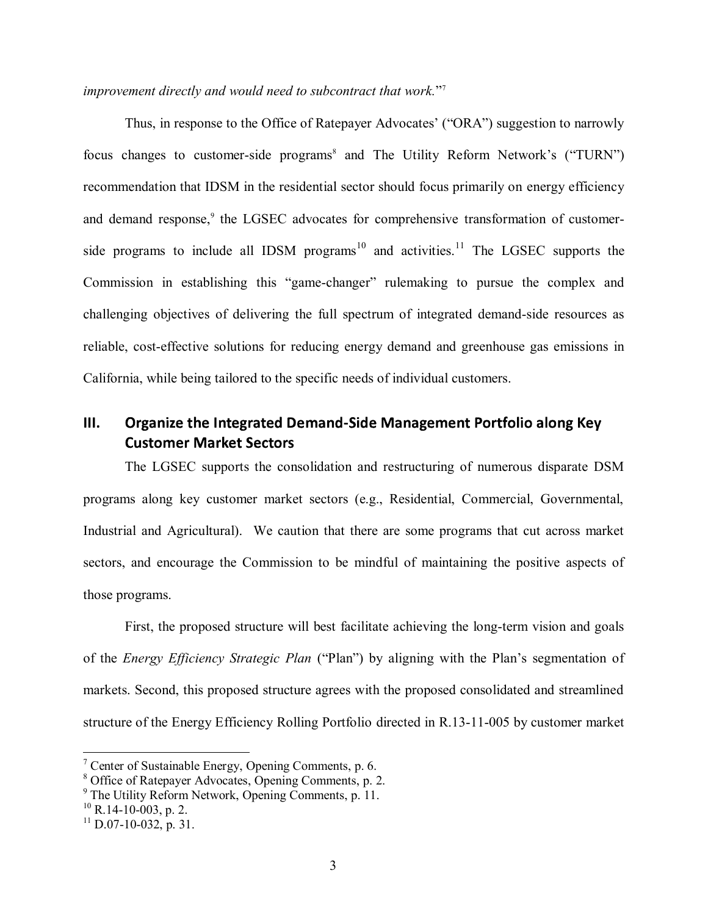*improvement directly and would need to subcontract that work.*"[7]

Thus, in response to the Office of Ratepayer Advocates' ("ORA") suggestion to narrowly focus changes to customer-side programs[8] and The Utility Reform Network's ("TURN") recommendation that IDSM in the residential sector should focus primarily on energy efficiency and demand response,[9] the LGSEC advocates for comprehensive transformation of customer-side programs to include all IDSM programs[10] and activities.[11] The LGSEC supports the Commission in establishing this "game-changer" rulemaking to pursue the complex and challenging objectives of delivering the full spectrum of integrated demand-side resources as reliable, cost-effective solutions for reducing energy demand and greenhouse gas emissions in California, while being tailored to the specific needs of individual customers.

## III. Organize the Integrated Demand-Side Management Portfolio along Key Customer Market Sectors

The LGSEC supports the consolidation and restructuring of numerous disparate DSM programs along key customer market sectors (e.g., Residential, Commercial, Governmental, Industrial and Agricultural). We caution that there are some programs that cut across market sectors, and encourage the Commission to be mindful of maintaining the positive aspects of those programs.

First, the proposed structure will best facilitate achieving the long-term vision and goals of the *Energy Efficiency Strategic Plan* ("Plan") by aligning with the Plan's segmentation of markets. Second, this proposed structure agrees with the proposed consolidated and streamlined structure of the Energy Efficiency Rolling Portfolio directed in R.13-11-005 by customer market

---

[7] Center of Sustainable Energy, Opening Comments, p. 6.

[8] Office of Ratepayer Advocates, Opening Comments, p. 2.

[9] The Utility Reform Network, Opening Comments, p. 11.

[10] R.14-10-003, p. 2.

[11] D.07-10-032, p. 31.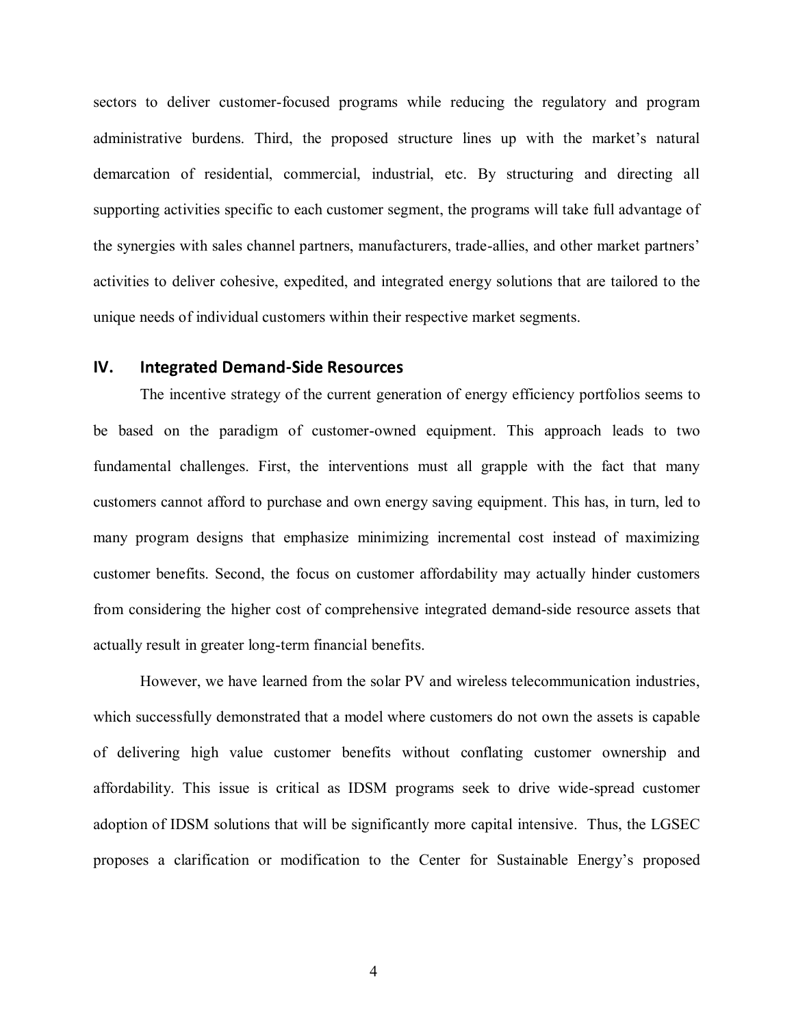sectors to deliver customer-focused programs while reducing the regulatory and program administrative burdens. Third, the proposed structure lines up with the market's natural demarcation of residential, commercial, industrial, etc. By structuring and directing all supporting activities specific to each customer segment, the programs will take full advantage of the synergies with sales channel partners, manufacturers, trade-allies, and other market partners' activities to deliver cohesive, expedited, and integrated energy solutions that are tailored to the unique needs of individual customers within their respective market segments.

## IV. Integrated Demand-Side Resources

The incentive strategy of the current generation of energy efficiency portfolios seems to be based on the paradigm of customer-owned equipment. This approach leads to two fundamental challenges. First, the interventions must all grapple with the fact that many customers cannot afford to purchase and own energy saving equipment. This has, in turn, led to many program designs that emphasize minimizing incremental cost instead of maximizing customer benefits. Second, the focus on customer affordability may actually hinder customers from considering the higher cost of comprehensive integrated demand-side resource assets that actually result in greater long-term financial benefits.

However, we have learned from the solar PV and wireless telecommunication industries, which successfully demonstrated that a model where customers do not own the assets is capable of delivering high value customer benefits without conflating customer ownership and affordability. This issue is critical as IDSM programs seek to drive wide-spread customer adoption of IDSM solutions that will be significantly more capital intensive. Thus, the LGSEC proposes a clarification or modification to the Center for Sustainable Energy's proposed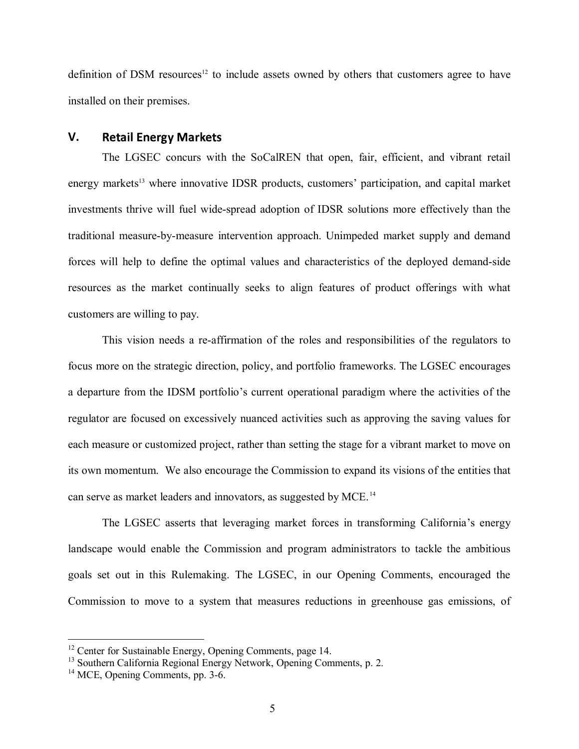definition of DSM resources[12] to include assets owned by others that customers agree to have installed on their premises.

## V. Retail Energy Markets

The LGSEC concurs with the SoCalREN that open, fair, efficient, and vibrant retail energy markets[13] where innovative IDSR products, customers' participation, and capital market investments thrive will fuel wide-spread adoption of IDSR solutions more effectively than the traditional measure-by-measure intervention approach. Unimpeded market supply and demand forces will help to define the optimal values and characteristics of the deployed demand-side resources as the market continually seeks to align features of product offerings with what customers are willing to pay.

This vision needs a re-affirmation of the roles and responsibilities of the regulators to focus more on the strategic direction, policy, and portfolio frameworks. The LGSEC encourages a departure from the IDSM portfolio's current operational paradigm where the activities of the regulator are focused on excessively nuanced activities such as approving the saving values for each measure or customized project, rather than setting the stage for a vibrant market to move on its own momentum. We also encourage the Commission to expand its visions of the entities that can serve as market leaders and innovators, as suggested by MCE.[14]

The LGSEC asserts that leveraging market forces in transforming California's energy landscape would enable the Commission and program administrators to tackle the ambitious goals set out in this Rulemaking. The LGSEC, in our Opening Comments, encouraged the Commission to move to a system that measures reductions in greenhouse gas emissions, of

---

[12] Center for Sustainable Energy, Opening Comments, page 14.
[13] Southern California Regional Energy Network, Opening Comments, p. 2.
[14] MCE, Opening Comments, pp. 3-6.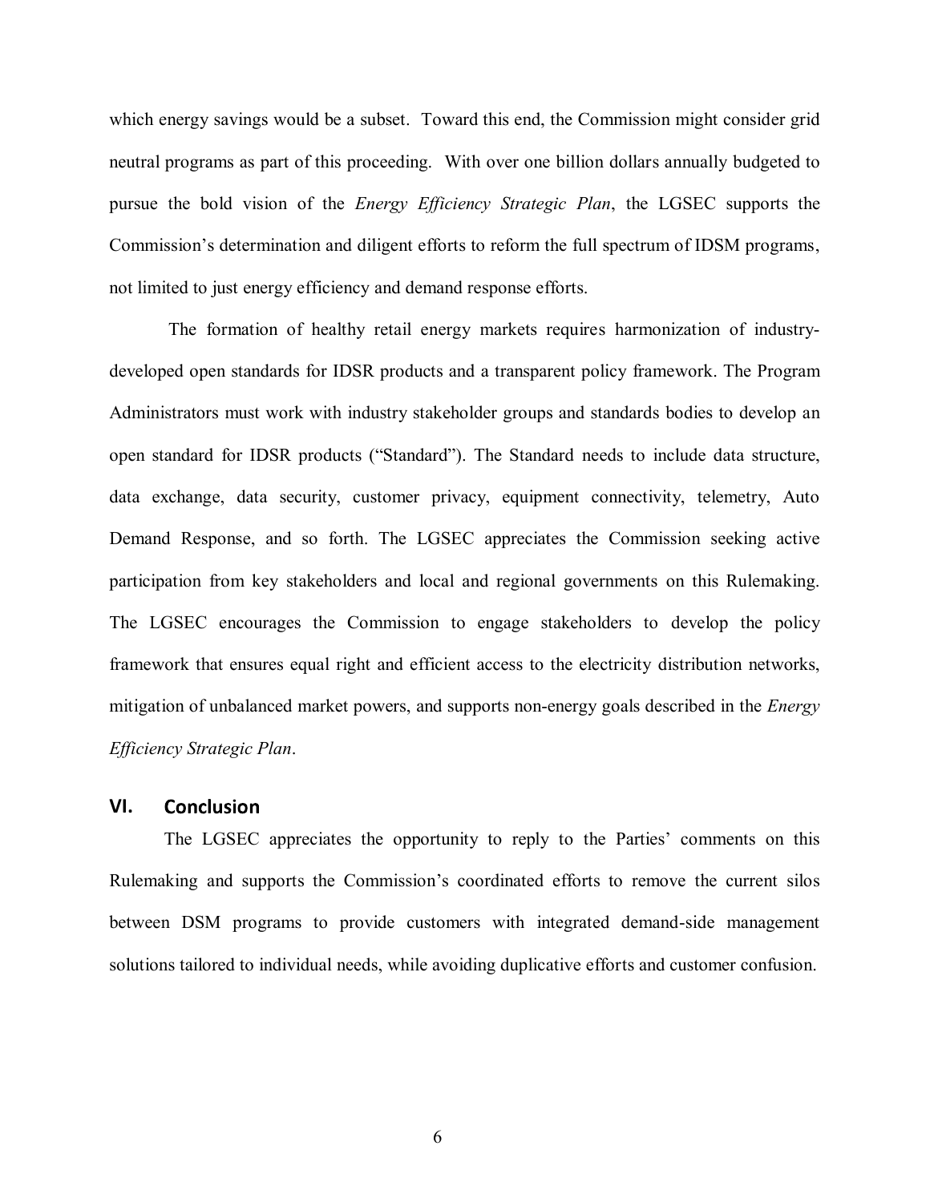which energy savings would be a subset. Toward this end, the Commission might consider grid neutral programs as part of this proceeding. With over one billion dollars annually budgeted to pursue the bold vision of the *Energy Efficiency Strategic Plan*, the LGSEC supports the Commission's determination and diligent efforts to reform the full spectrum of IDSM programs, not limited to just energy efficiency and demand response efforts.

The formation of healthy retail energy markets requires harmonization of industry-developed open standards for IDSR products and a transparent policy framework. The Program Administrators must work with industry stakeholder groups and standards bodies to develop an open standard for IDSR products ("Standard"). The Standard needs to include data structure, data exchange, data security, customer privacy, equipment connectivity, telemetry, Auto Demand Response, and so forth. The LGSEC appreciates the Commission seeking active participation from key stakeholders and local and regional governments on this Rulemaking. The LGSEC encourages the Commission to engage stakeholders to develop the policy framework that ensures equal right and efficient access to the electricity distribution networks, mitigation of unbalanced market powers, and supports non-energy goals described in the *Energy Efficiency Strategic Plan*.

## VI. Conclusion

The LGSEC appreciates the opportunity to reply to the Parties' comments on this Rulemaking and supports the Commission's coordinated efforts to remove the current silos between DSM programs to provide customers with integrated demand-side management solutions tailored to individual needs, while avoiding duplicative efforts and customer confusion.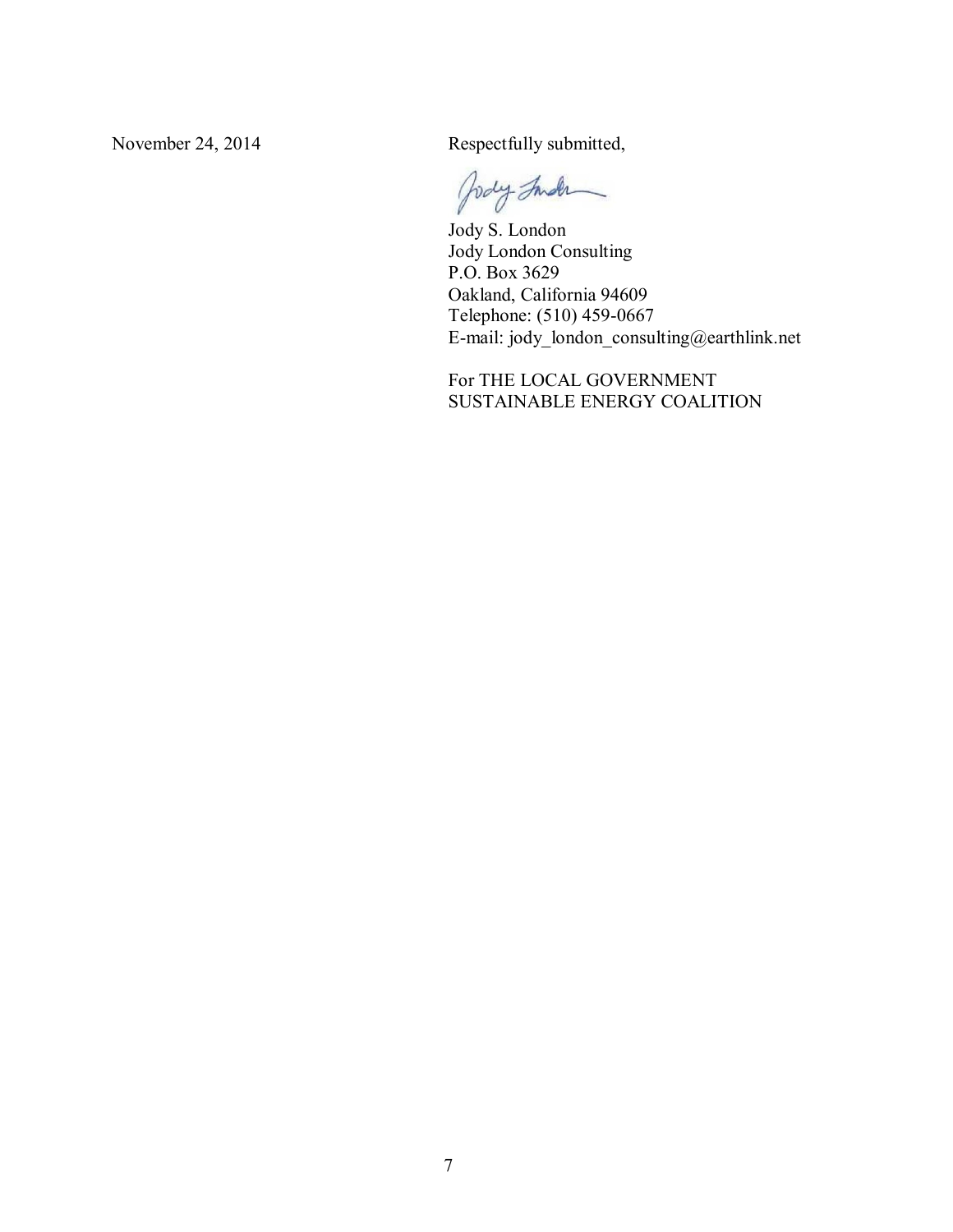November 24, 2014

Respectfully submitted,

Jody S. London
Jody London Consulting
P.O. Box 3629
Oakland, California 94609
Telephone: (510) 459-0667
E-mail: jody_london_consulting@earthlink.net

For THE LOCAL GOVERNMENT SUSTAINABLE ENERGY COALITION